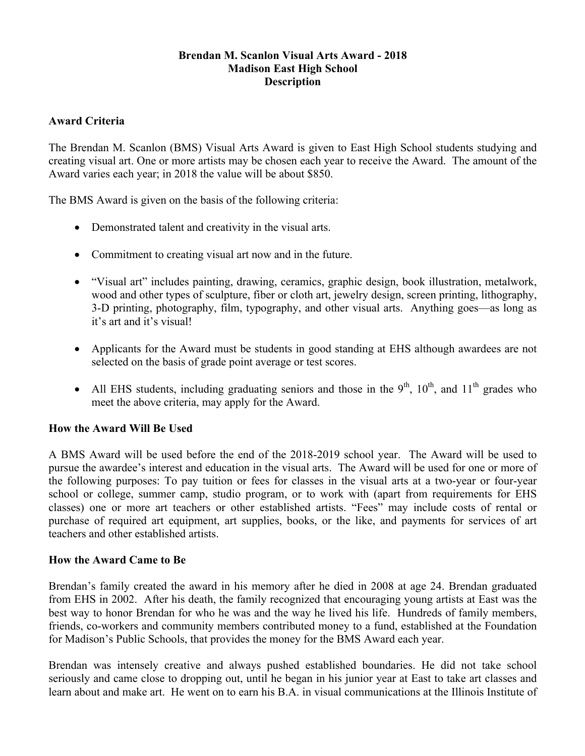# Brendan M. Scanlon Visual Arts Award - 2018
# Madison East High School
# Description

## Award Criteria

The Brendan M. Scanlon (BMS) Visual Arts Award is given to East High School students studying and creating visual art. One or more artists may be chosen each year to receive the Award. The amount of the Award varies each year; in 2018 the value will be about $850.

The BMS Award is given on the basis of the following criteria:

- Demonstrated talent and creativity in the visual arts.
- Commitment to creating visual art now and in the future.
- "Visual art" includes painting, drawing, ceramics, graphic design, book illustration, metalwork, wood and other types of sculpture, fiber or cloth art, jewelry design, screen printing, lithography, 3-D printing, photography, film, typography, and other visual arts. Anything goes—as long as it's art and it's visual!
- Applicants for the Award must be students in good standing at EHS although awardees are not selected on the basis of grade point average or test scores.
- All EHS students, including graduating seniors and those in the 9th, 10th, and 11th grades who meet the above criteria, may apply for the Award.

## How the Award Will Be Used

A BMS Award will be used before the end of the 2018-2019 school year. The Award will be used to pursue the awardee's interest and education in the visual arts. The Award will be used for one or more of the following purposes: To pay tuition or fees for classes in the visual arts at a two-year or four-year school or college, summer camp, studio program, or to work with (apart from requirements for EHS classes) one or more art teachers or other established artists. "Fees" may include costs of rental or purchase of required art equipment, art supplies, books, or the like, and payments for services of art teachers and other established artists.

## How the Award Came to Be

Brendan's family created the award in his memory after he died in 2008 at age 24. Brendan graduated from EHS in 2002. After his death, the family recognized that encouraging young artists at East was the best way to honor Brendan for who he was and the way he lived his life. Hundreds of family members, friends, co-workers and community members contributed money to a fund, established at the Foundation for Madison's Public Schools, that provides the money for the BMS Award each year.

Brendan was intensely creative and always pushed established boundaries. He did not take school seriously and came close to dropping out, until he began in his junior year at East to take art classes and learn about and make art. He went on to earn his B.A. in visual communications at the Illinois Institute of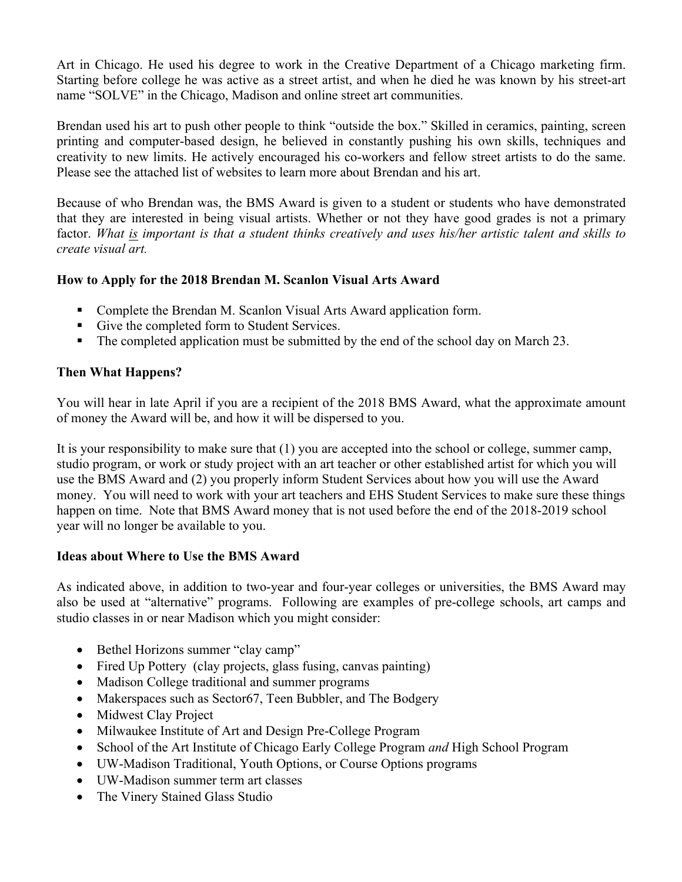Art in Chicago. He used his degree to work in the Creative Department of a Chicago marketing firm. Starting before college he was active as a street artist, and when he died he was known by his street-art name "SOLVE" in the Chicago, Madison and online street art communities.

Brendan used his art to push other people to think "outside the box." Skilled in ceramics, painting, screen printing and computer-based design, he believed in constantly pushing his own skills, techniques and creativity to new limits. He actively encouraged his co-workers and fellow street artists to do the same. Please see the attached list of websites to learn more about Brendan and his art.

Because of who Brendan was, the BMS Award is given to a student or students who have demonstrated that they are interested in being visual artists. Whether or not they have good grades is not a primary factor. *What <u>is</u> important is that a student thinks creatively and uses his/her artistic talent and skills to create visual art.*

**How to Apply for the 2018 Brendan M. Scanlon Visual Arts Award**

- Complete the Brendan M. Scanlon Visual Arts Award application form.
- Give the completed form to Student Services.
- The completed application must be submitted by the end of the school day on March 23.

**Then What Happens?**

You will hear in late April if you are a recipient of the 2018 BMS Award, what the approximate amount of money the Award will be, and how it will be dispersed to you.

It is your responsibility to make sure that (1) you are accepted into the school or college, summer camp, studio program, or work or study project with an art teacher or other established artist for which you will use the BMS Award and (2) you properly inform Student Services about how you will use the Award money. You will need to work with your art teachers and EHS Student Services to make sure these things happen on time. Note that BMS Award money that is not used before the end of the 2018-2019 school year will no longer be available to you.

**Ideas about Where to Use the BMS Award**

As indicated above, in addition to two-year and four-year colleges or universities, the BMS Award may also be used at "alternative" programs. Following are examples of pre-college schools, art camps and studio classes in or near Madison which you might consider:

- Bethel Horizons summer "clay camp"
- Fired Up Pottery (clay projects, glass fusing, canvas painting)
- Madison College traditional and summer programs
- Makerspaces such as Sector67, Teen Bubbler, and The Bodgery
- Midwest Clay Project
- Milwaukee Institute of Art and Design Pre-College Program
- School of the Art Institute of Chicago Early College Program *and* High School Program
- UW-Madison Traditional, Youth Options, or Course Options programs
- UW-Madison summer term art classes
- The Vinery Stained Glass Studio